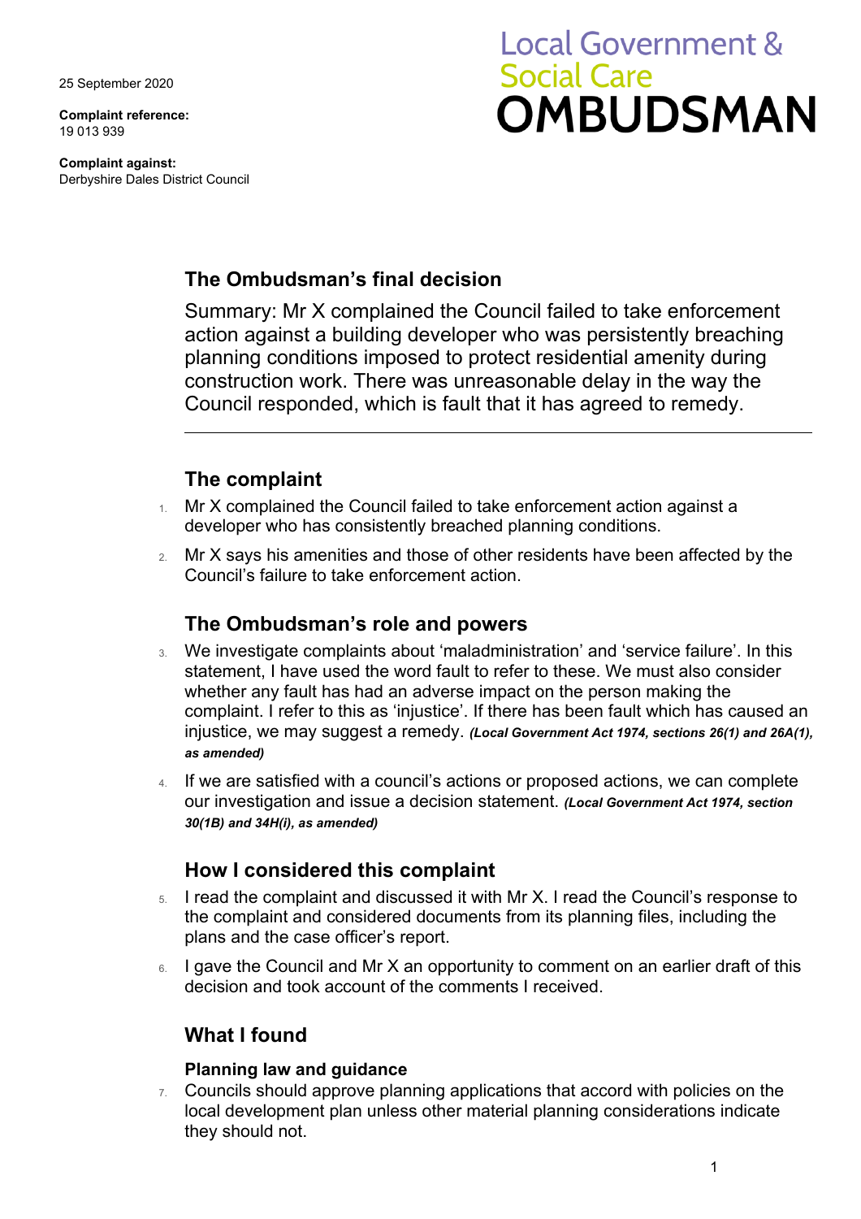25 September 2020

**Complaint reference:**
19 013 939

**Complaint against:**
Derbyshire Dales District Council

Local Government & Social Care
# OMBUDSMAN

## The Ombudsman's final decision

Summary: Mr X complained the Council failed to take enforcement action against a building developer who was persistently breaching planning conditions imposed to protect residential amenity during construction work. There was unreasonable delay in the way the Council responded, which is fault that it has agreed to remedy.

---

## The complaint

1. Mr X complained the Council failed to take enforcement action against a developer who has consistently breached planning conditions.
2. Mr X says his amenities and those of other residents have been affected by the Council's failure to take enforcement action.

## The Ombudsman's role and powers

3. We investigate complaints about 'maladministration' and 'service failure'. In this statement, I have used the word fault to refer to these. We must also consider whether any fault has had an adverse impact on the person making the complaint. I refer to this as 'injustice'. If there has been fault which has caused an injustice, we may suggest a remedy. ***(Local Government Act 1974, sections 26(1) and 26A(1), as amended)***
4. If we are satisfied with a council's actions or proposed actions, we can complete our investigation and issue a decision statement. ***(Local Government Act 1974, section 30(1B) and 34H(i), as amended)***

## How I considered this complaint

5. I read the complaint and discussed it with Mr X. I read the Council's response to the complaint and considered documents from its planning files, including the plans and the case officer's report.
6. I gave the Council and Mr X an opportunity to comment on an earlier draft of this decision and took account of the comments I received.

## What I found

### Planning law and guidance

7. Councils should approve planning applications that accord with policies on the local development plan unless other material planning considerations indicate they should not.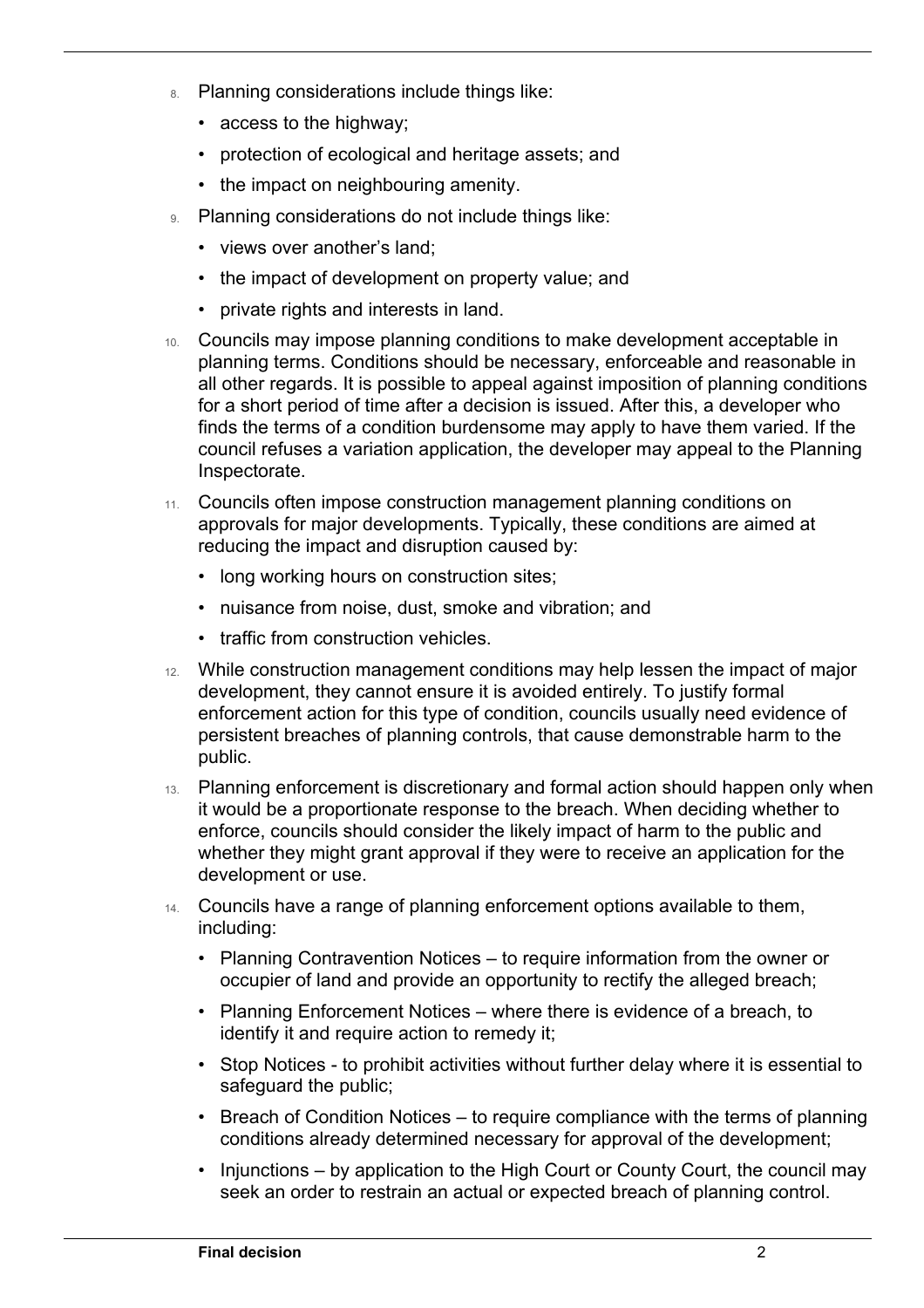8. Planning considerations include things like:
   - access to the highway;
   - protection of ecological and heritage assets; and
   - the impact on neighbouring amenity.
9. Planning considerations do not include things like:
   - views over another's land;
   - the impact of development on property value; and
   - private rights and interests in land.
10. Councils may impose planning conditions to make development acceptable in planning terms. Conditions should be necessary, enforceable and reasonable in all other regards. It is possible to appeal against imposition of planning conditions for a short period of time after a decision is issued. After this, a developer who finds the terms of a condition burdensome may apply to have them varied. If the council refuses a variation application, the developer may appeal to the Planning Inspectorate.
11. Councils often impose construction management planning conditions on approvals for major developments. Typically, these conditions are aimed at reducing the impact and disruption caused by:
    - long working hours on construction sites;
    - nuisance from noise, dust, smoke and vibration; and
    - traffic from construction vehicles.
12. While construction management conditions may help lessen the impact of major development, they cannot ensure it is avoided entirely. To justify formal enforcement action for this type of condition, councils usually need evidence of persistent breaches of planning controls, that cause demonstrable harm to the public.
13. Planning enforcement is discretionary and formal action should happen only when it would be a proportionate response to the breach. When deciding whether to enforce, councils should consider the likely impact of harm to the public and whether they might grant approval if they were to receive an application for the development or use.
14. Councils have a range of planning enforcement options available to them, including:
    - Planning Contravention Notices – to require information from the owner or occupier of land and provide an opportunity to rectify the alleged breach;
    - Planning Enforcement Notices – where there is evidence of a breach, to identify it and require action to remedy it;
    - Stop Notices - to prohibit activities without further delay where it is essential to safeguard the public;
    - Breach of Condition Notices – to require compliance with the terms of planning conditions already determined necessary for approval of the development;
    - Injunctions – by application to the High Court or County Court, the council may seek an order to restrain an actual or expected breach of planning control.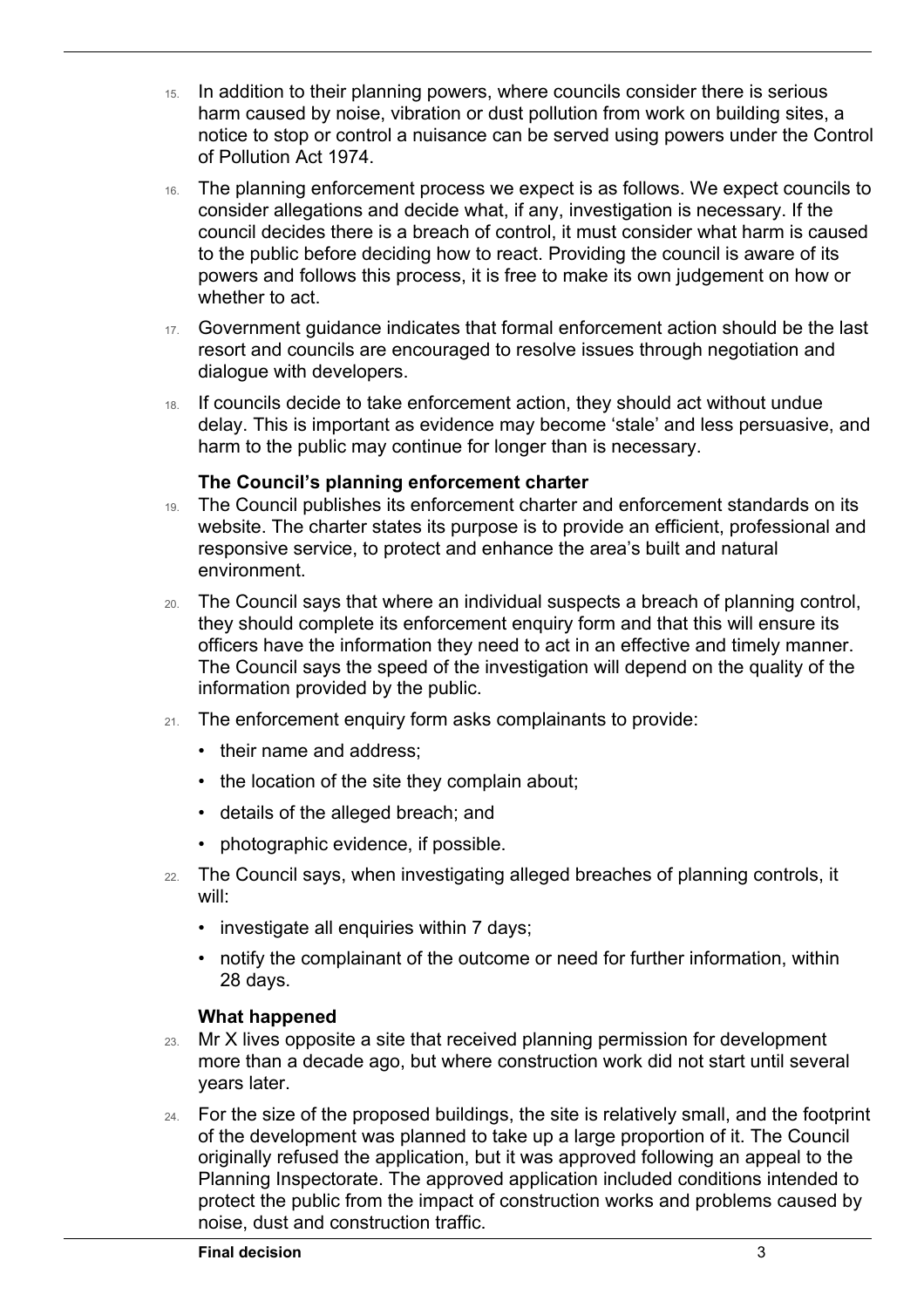15. In addition to their planning powers, where councils consider there is serious harm caused by noise, vibration or dust pollution from work on building sites, a notice to stop or control a nuisance can be served using powers under the Control of Pollution Act 1974.

16. The planning enforcement process we expect is as follows. We expect councils to consider allegations and decide what, if any, investigation is necessary. If the council decides there is a breach of control, it must consider what harm is caused to the public before deciding how to react. Providing the council is aware of its powers and follows this process, it is free to make its own judgement on how or whether to act.

17. Government guidance indicates that formal enforcement action should be the last resort and councils are encouraged to resolve issues through negotiation and dialogue with developers.

18. If councils decide to take enforcement action, they should act without undue delay. This is important as evidence may become 'stale' and less persuasive, and harm to the public may continue for longer than is necessary.

### The Council's planning enforcement charter

19. The Council publishes its enforcement charter and enforcement standards on its website. The charter states its purpose is to provide an efficient, professional and responsive service, to protect and enhance the area's built and natural environment.

20. The Council says that where an individual suspects a breach of planning control, they should complete its enforcement enquiry form and that this will ensure its officers have the information they need to act in an effective and timely manner. The Council says the speed of the investigation will depend on the quality of the information provided by the public.

21. The enforcement enquiry form asks complainants to provide:
    - their name and address;
    - the location of the site they complain about;
    - details of the alleged breach; and
    - photographic evidence, if possible.

22. The Council says, when investigating alleged breaches of planning controls, it will:
    - investigate all enquiries within 7 days;
    - notify the complainant of the outcome or need for further information, within 28 days.

### What happened

23. Mr X lives opposite a site that received planning permission for development more than a decade ago, but where construction work did not start until several years later.

24. For the size of the proposed buildings, the site is relatively small, and the footprint of the development was planned to take up a large proportion of it. The Council originally refused the application, but it was approved following an appeal to the Planning Inspectorate. The approved application included conditions intended to protect the public from the impact of construction works and problems caused by noise, dust and construction traffic.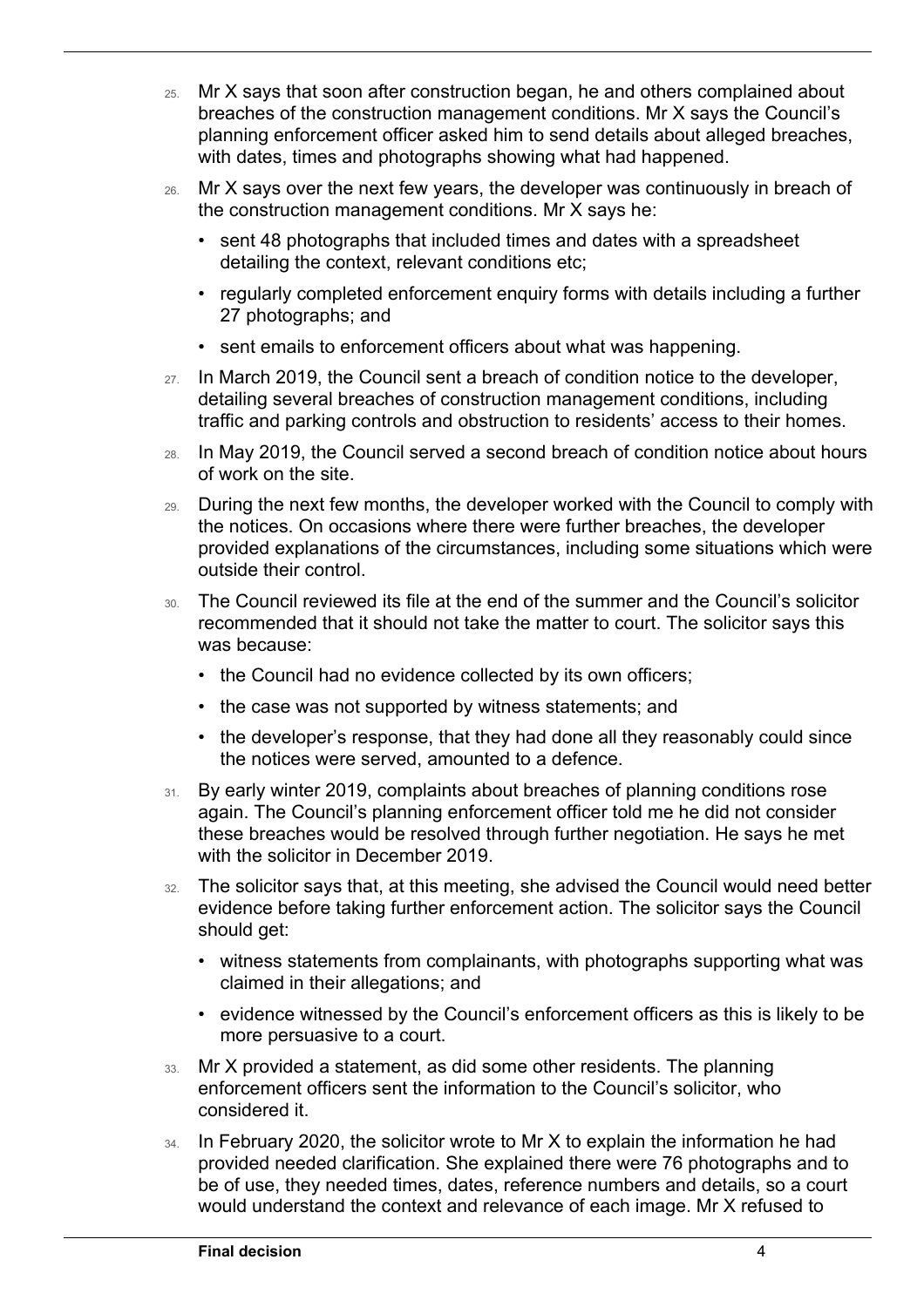25. Mr X says that soon after construction began, he and others complained about breaches of the construction management conditions. Mr X says the Council's planning enforcement officer asked him to send details about alleged breaches, with dates, times and photographs showing what had happened.

26. Mr X says over the next few years, the developer was continuously in breach of the construction management conditions. Mr X says he:
    - sent 48 photographs that included times and dates with a spreadsheet detailing the context, relevant conditions etc;
    - regularly completed enforcement enquiry forms with details including a further 27 photographs; and
    - sent emails to enforcement officers about what was happening.

27. In March 2019, the Council sent a breach of condition notice to the developer, detailing several breaches of construction management conditions, including traffic and parking controls and obstruction to residents' access to their homes.

28. In May 2019, the Council served a second breach of condition notice about hours of work on the site.

29. During the next few months, the developer worked with the Council to comply with the notices. On occasions where there were further breaches, the developer provided explanations of the circumstances, including some situations which were outside their control.

30. The Council reviewed its file at the end of the summer and the Council's solicitor recommended that it should not take the matter to court. The solicitor says this was because:
    - the Council had no evidence collected by its own officers;
    - the case was not supported by witness statements; and
    - the developer's response, that they had done all they reasonably could since the notices were served, amounted to a defence.

31. By early winter 2019, complaints about breaches of planning conditions rose again. The Council's planning enforcement officer told me he did not consider these breaches would be resolved through further negotiation. He says he met with the solicitor in December 2019.

32. The solicitor says that, at this meeting, she advised the Council would need better evidence before taking further enforcement action. The solicitor says the Council should get:
    - witness statements from complainants, with photographs supporting what was claimed in their allegations; and
    - evidence witnessed by the Council's enforcement officers as this is likely to be more persuasive to a court.

33. Mr X provided a statement, as did some other residents. The planning enforcement officers sent the information to the Council's solicitor, who considered it.

34. In February 2020, the solicitor wrote to Mr X to explain the information he had provided needed clarification. She explained there were 76 photographs and to be of use, they needed times, dates, reference numbers and details, so a court would understand the context and relevance of each image. Mr X refused to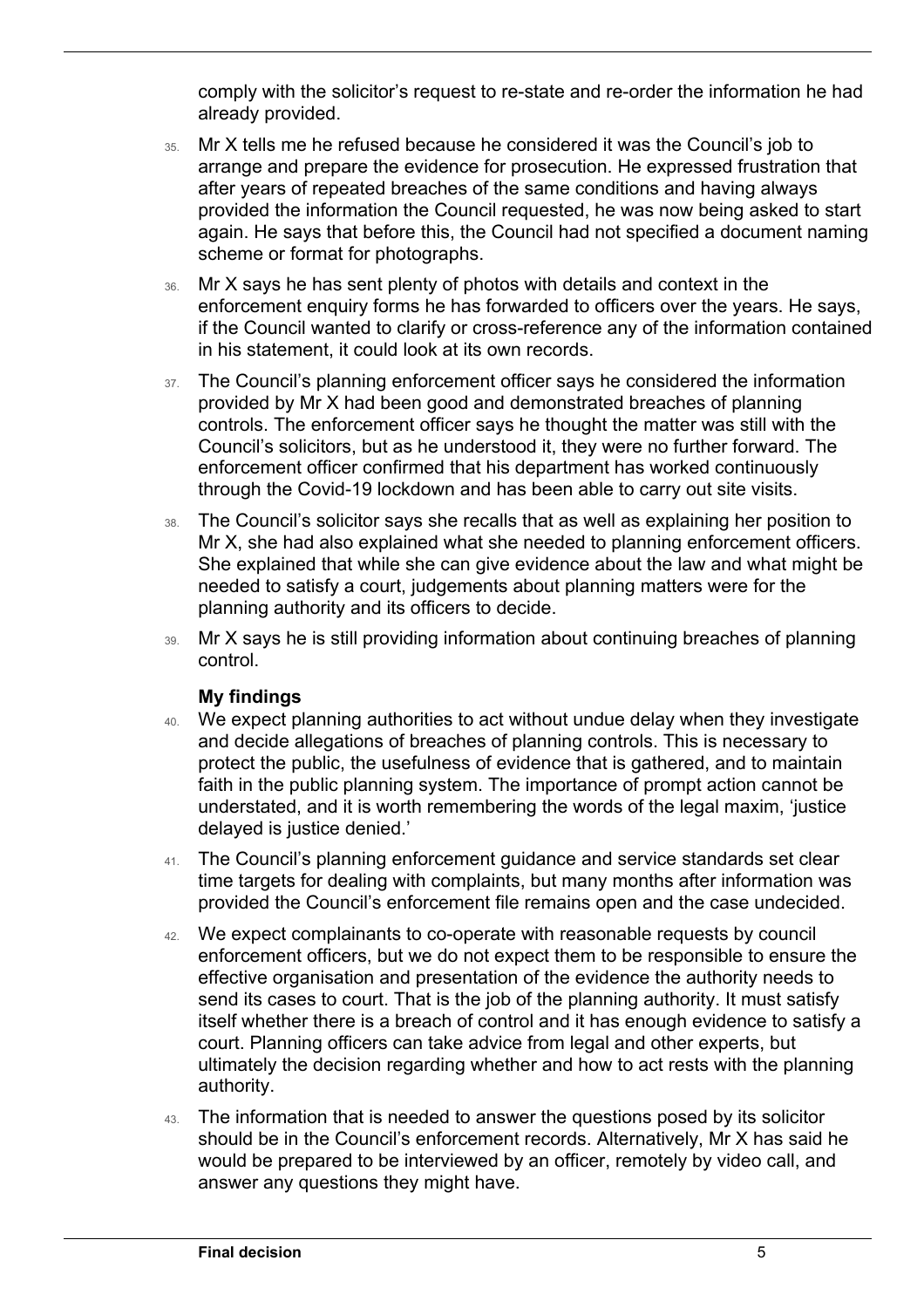comply with the solicitor's request to re-state and re-order the information he had already provided.

35. Mr X tells me he refused because he considered it was the Council's job to arrange and prepare the evidence for prosecution. He expressed frustration that after years of repeated breaches of the same conditions and having always provided the information the Council requested, he was now being asked to start again. He says that before this, the Council had not specified a document naming scheme or format for photographs.

36. Mr X says he has sent plenty of photos with details and context in the enforcement enquiry forms he has forwarded to officers over the years. He says, if the Council wanted to clarify or cross-reference any of the information contained in his statement, it could look at its own records.

37. The Council's planning enforcement officer says he considered the information provided by Mr X had been good and demonstrated breaches of planning controls. The enforcement officer says he thought the matter was still with the Council's solicitors, but as he understood it, they were no further forward. The enforcement officer confirmed that his department has worked continuously through the Covid-19 lockdown and has been able to carry out site visits.

38. The Council's solicitor says she recalls that as well as explaining her position to Mr X, she had also explained what she needed to planning enforcement officers. She explained that while she can give evidence about the law and what might be needed to satisfy a court, judgements about planning matters were for the planning authority and its officers to decide.

39. Mr X says he is still providing information about continuing breaches of planning control.

### My findings

40. We expect planning authorities to act without undue delay when they investigate and decide allegations of breaches of planning controls. This is necessary to protect the public, the usefulness of evidence that is gathered, and to maintain faith in the public planning system. The importance of prompt action cannot be understated, and it is worth remembering the words of the legal maxim, 'justice delayed is justice denied.'

41. The Council's planning enforcement guidance and service standards set clear time targets for dealing with complaints, but many months after information was provided the Council's enforcement file remains open and the case undecided.

42. We expect complainants to co-operate with reasonable requests by council enforcement officers, but we do not expect them to be responsible to ensure the effective organisation and presentation of the evidence the authority needs to send its cases to court. That is the job of the planning authority. It must satisfy itself whether there is a breach of control and it has enough evidence to satisfy a court. Planning officers can take advice from legal and other experts, but ultimately the decision regarding whether and how to act rests with the planning authority.

43. The information that is needed to answer the questions posed by its solicitor should be in the Council's enforcement records. Alternatively, Mr X has said he would be prepared to be interviewed by an officer, remotely by video call, and answer any questions they might have.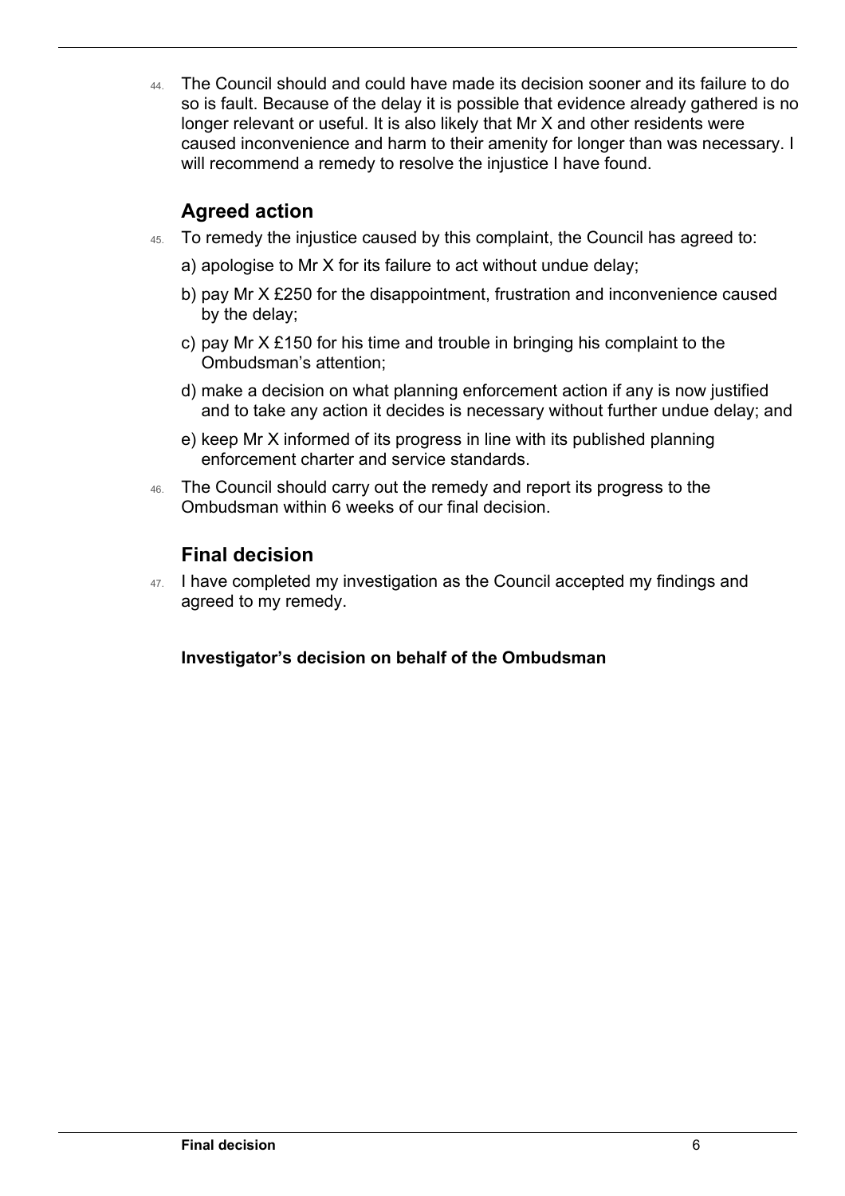44. The Council should and could have made its decision sooner and its failure to do so is fault. Because of the delay it is possible that evidence already gathered is no longer relevant or useful. It is also likely that Mr X and other residents were caused inconvenience and harm to their amenity for longer than was necessary. I will recommend a remedy to resolve the injustice I have found.

## Agreed action

45. To remedy the injustice caused by this complaint, the Council has agreed to:

a) apologise to Mr X for its failure to act without undue delay;

b) pay Mr X £250 for the disappointment, frustration and inconvenience caused by the delay;

c) pay Mr X £150 for his time and trouble in bringing his complaint to the Ombudsman's attention;

d) make a decision on what planning enforcement action if any is now justified and to take any action it decides is necessary without further undue delay; and

e) keep Mr X informed of its progress in line with its published planning enforcement charter and service standards.

46. The Council should carry out the remedy and report its progress to the Ombudsman within 6 weeks of our final decision.

## Final decision

47. I have completed my investigation as the Council accepted my findings and agreed to my remedy.

**Investigator's decision on behalf of the Ombudsman**